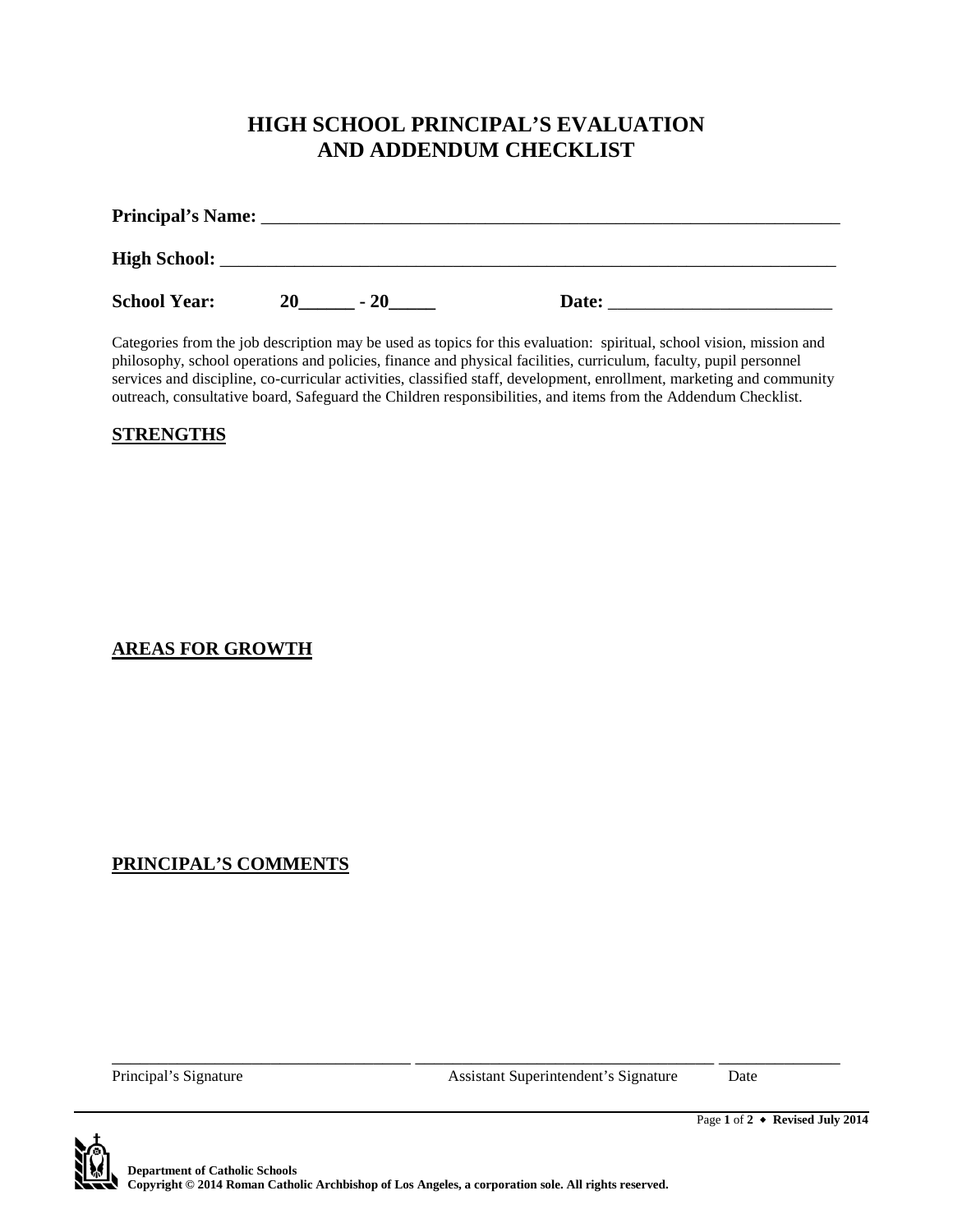# HIGH SCHOOL PRINCIPAL'S EVALUATION AND ADDENDUM CHECKLIST

**Principal's Name:** ___________________________________________________________________

**High School:** ________________________________________________________________________

**School Year:** 20______ - 20_____ **Date:** ________________________

Categories from the job description may be used as topics for this evaluation: spiritual, school vision, mission and philosophy, school operations and policies, finance and physical facilities, curriculum, faculty, pupil personnel services and discipline, co-curricular activities, classified staff, development, enrollment, marketing and community outreach, consultative board, Safeguard the Children responsibilities, and items from the Addendum Checklist.

## STRENGTHS

## AREAS FOR GROWTH

## PRINCIPAL'S COMMENTS

___________________________________ ___________________________________ ______________

Principal's Signature Assistant Superintendent's Signature Date

**Department of Catholic Schools**
**Copyright © 2014 Roman Catholic Archbishop of Los Angeles, a corporation sole. All rights reserved.**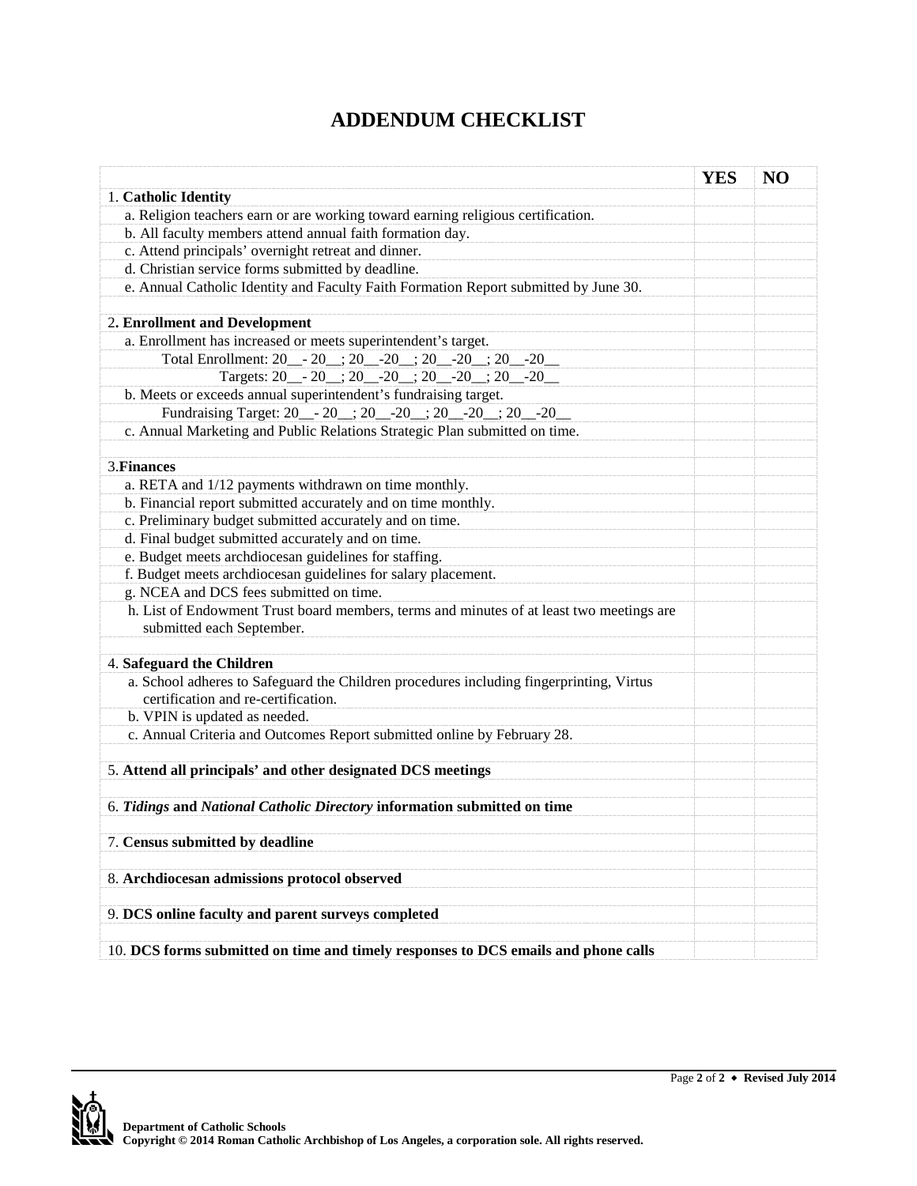# ADDENDUM CHECKLIST

| | YES | NO |
|---|---|---|
| 1. **Catholic Identity** | | |
| a. Religion teachers earn or are working toward earning religious certification. | | |
| b. All faculty members attend annual faith formation day. | | |
| c. Attend principals' overnight retreat and dinner. | | |
| d. Christian service forms submitted by deadline. | | |
| e. Annual Catholic Identity and Faculty Faith Formation Report submitted by June 30. | | |
| | | |
| 2**. Enrollment and Development** | | |
| a. Enrollment has increased or meets superintendent's target. | | |
| Total Enrollment: 20__- 20__; 20__-20__; 20__-20__; 20__-20__ | | |
| Targets: 20__- 20__; 20__-20__; 20__-20__; 20__-20__ | | |
| b. Meets or exceeds annual superintendent's fundraising target. | | |
| Fundraising Target: 20__- 20__; 20__-20__; 20__-20__; 20__-20__ | | |
| c. Annual Marketing and Public Relations Strategic Plan submitted on time. | | |
| | | |
| 3.**Finances** | | |
| a. RETA and 1/12 payments withdrawn on time monthly. | | |
| b. Financial report submitted accurately and on time monthly. | | |
| c. Preliminary budget submitted accurately and on time. | | |
| d. Final budget submitted accurately and on time. | | |
| e. Budget meets archdiocesan guidelines for staffing. | | |
| f. Budget meets archdiocesan guidelines for salary placement. | | |
| g. NCEA and DCS fees submitted on time. | | |
| h. List of Endowment Trust board members, terms and minutes of at least two meetings are submitted each September. | | |
| | | |
| 4. **Safeguard the Children** | | |
| a. School adheres to Safeguard the Children procedures including fingerprinting, Virtus certification and re-certification. | | |
| b. VPIN is updated as needed. | | |
| c. Annual Criteria and Outcomes Report submitted online by February 28. | | |
| | | |
| 5. **Attend all principals' and other designated DCS meetings** | | |
| | | |
| 6. ***Tidings* and *National Catholic Directory* information submitted on time** | | |
| | | |
| 7. **Census submitted by deadline** | | |
| | | |
| 8. **Archdiocesan admissions protocol observed** | | |
| | | |
| 9. **DCS online faculty and parent surveys completed** | | |
| | | |
| 10. **DCS forms submitted on time and timely responses to DCS emails and phone calls** | | |

**Department of Catholic Schools**
**Copyright © 2014 Roman Catholic Archbishop of Los Angeles, a corporation sole. All rights reserved.**